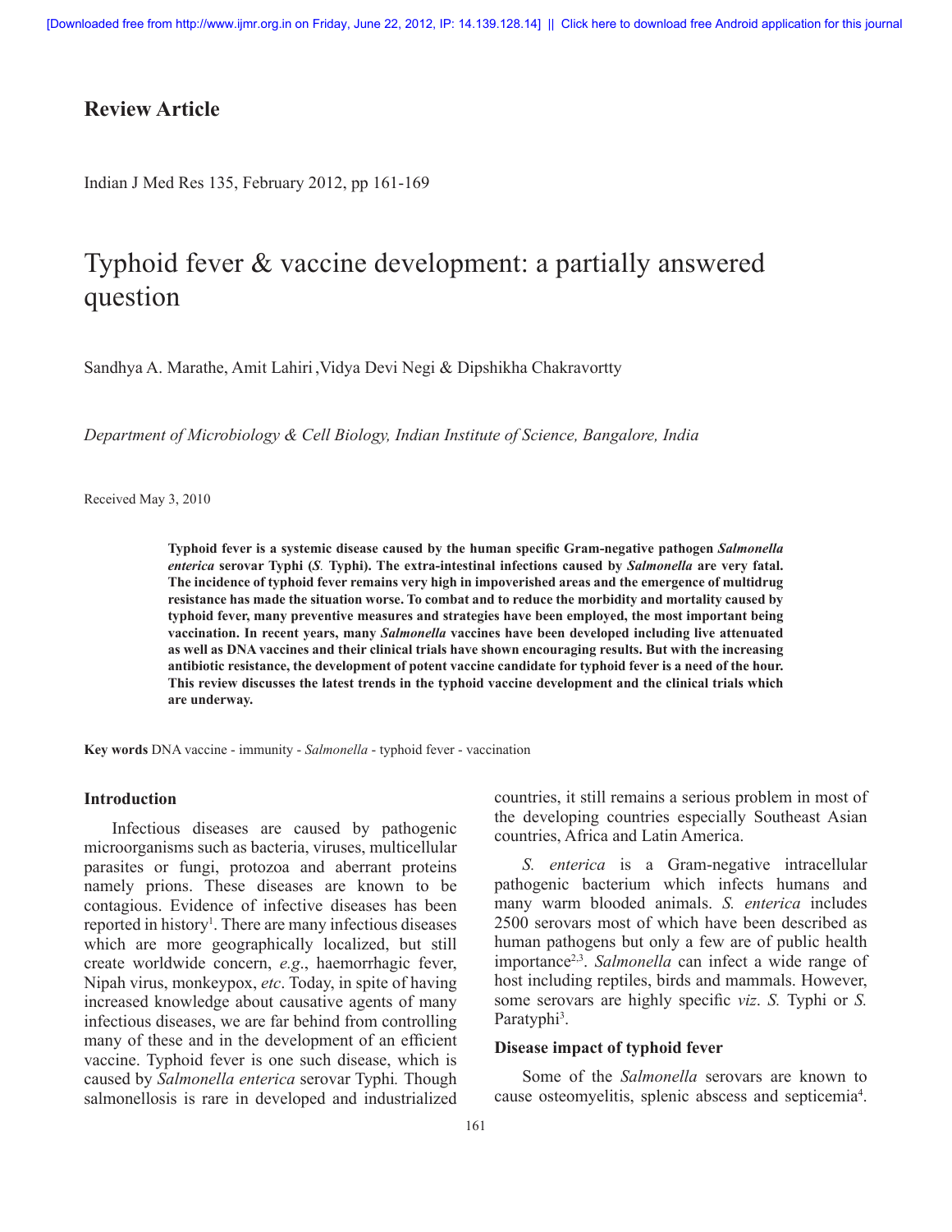**Review Article**

# Typhoid fever & vaccine development: a partially answered question

Sandhya A. Marathe, Amit Lahiri ,Vidya Devi Negi & Dipshikha Chakravortty

*Department of Microbiology & Cell Biology, Indian Institute of Science, Bangalore, India*

Received May 3, 2010

**Typhoid fever is a systemic disease caused by the human specific Gram-negative pathogen *Salmonella enterica* serovar Typhi (*S.* Typhi). The extra-intestinal infections caused by *Salmonella* are very fatal. The incidence of typhoid fever remains very high in impoverished areas and the emergence of multidrug resistance has made the situation worse. To combat and to reduce the morbidity and mortality caused by typhoid fever, many preventive measures and strategies have been employed, the most important being vaccination. In recent years, many *Salmonella* vaccines have been developed including live attenuated as well as DNA vaccines and their clinical trials have shown encouraging results. But with the increasing antibiotic resistance, the development of potent vaccine candidate for typhoid fever is a need of the hour. This review discusses the latest trends in the typhoid vaccine development and the clinical trials which are underway.**

**Key words** DNA vaccine - immunity - *Salmonella* - typhoid fever - vaccination

## Introduction

Infectious diseases are caused by pathogenic microorganisms such as bacteria, viruses, multicellular parasites or fungi, protozoa and aberrant proteins namely prions. These diseases are known to be contagious. Evidence of infective diseases has been reported in history[1]. There are many infectious diseases which are more geographically localized, but still create worldwide concern, *e.g*., haemorrhagic fever, Nipah virus, monkeypox, *etc*. Today, in spite of having increased knowledge about causative agents of many infectious diseases, we are far behind from controlling many of these and in the development of an efficient vaccine. Typhoid fever is one such disease, which is caused by *Salmonella enterica* serovar Typhi*.* Though salmonellosis is rare in developed and industrialized countries, it still remains a serious problem in most of the developing countries especially Southeast Asian countries, Africa and Latin America.

*S. enterica* is a Gram-negative intracellular pathogenic bacterium which infects humans and many warm blooded animals. *S. enterica* includes 2500 serovars most of which have been described as human pathogens but only a few are of public health importance[2,3]. *Salmonella* can infect a wide range of host including reptiles, birds and mammals. However, some serovars are highly specific *viz*. *S.* Typhi or *S.* Paratyphi[3].

## Disease impact of typhoid fever

Some of the *Salmonella* serovars are known to cause osteomyelitis, splenic abscess and septicemia[4].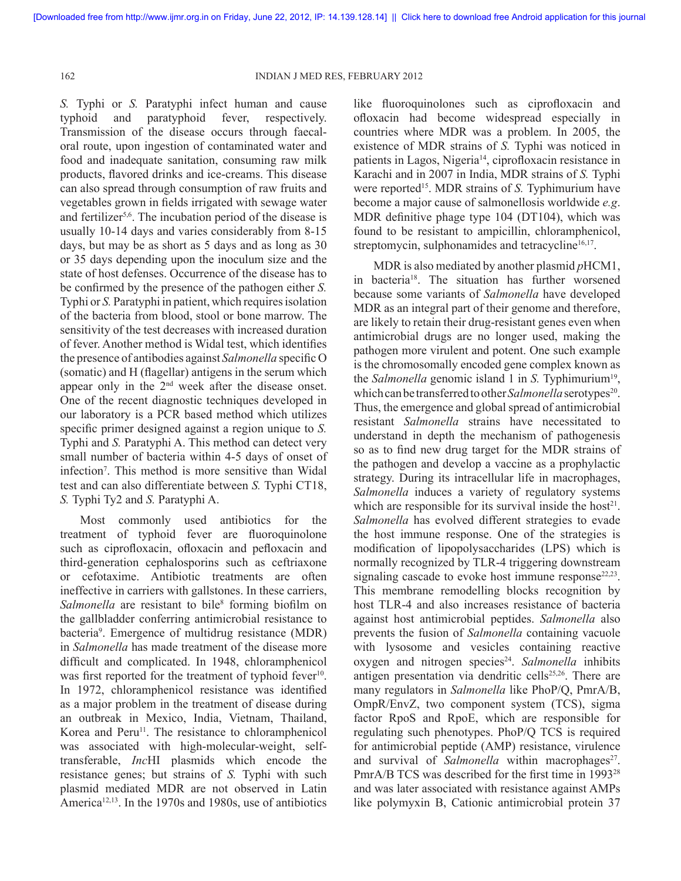*S.* Typhi or *S.* Paratyphi infect human and cause typhoid and paratyphoid fever, respectively. Transmission of the disease occurs through faecal-oral route, upon ingestion of contaminated water and food and inadequate sanitation, consuming raw milk products, flavored drinks and ice-creams. This disease can also spread through consumption of raw fruits and vegetables grown in fields irrigated with sewage water and fertilizer[5,6]. The incubation period of the disease is usually 10-14 days and varies considerably from 8-15 days, but may be as short as 5 days and as long as 30 or 35 days depending upon the inoculum size and the state of host defenses. Occurrence of the disease has to be confirmed by the presence of the pathogen either *S.* Typhi or *S.* Paratyphi in patient, which requires isolation of the bacteria from blood, stool or bone marrow. The sensitivity of the test decreases with increased duration of fever. Another method is Widal test, which identifies the presence of antibodies against *Salmonella* specific O (somatic) and H (flagellar) antigens in the serum which appear only in the 2nd week after the disease onset. One of the recent diagnostic techniques developed in our laboratory is a PCR based method which utilizes specific primer designed against a region unique to *S.* Typhi and *S.* Paratyphi A. This method can detect very small number of bacteria within 4-5 days of onset of infection[7]. This method is more sensitive than Widal test and can also differentiate between *S.* Typhi CT18, *S.* Typhi Ty2 and *S.* Paratyphi A.

Most commonly used antibiotics for the treatment of typhoid fever are fluoroquinolone such as ciprofloxacin, ofloxacin and pefloxacin and third-generation cephalosporins such as ceftriaxone or cefotaxime. Antibiotic treatments are often ineffective in carriers with gallstones. In these carriers, *Salmonella* are resistant to bile[8] forming biofilm on the gallbladder conferring antimicrobial resistance to bacteria[9]. Emergence of multidrug resistance (MDR) in *Salmonella* has made treatment of the disease more difficult and complicated. In 1948, chloramphenicol was first reported for the treatment of typhoid fever[10]. In 1972, chloramphenicol resistance was identified as a major problem in the treatment of disease during an outbreak in Mexico, India, Vietnam, Thailand, Korea and Peru[11]. The resistance to chloramphenicol was associated with high-molecular-weight, self-transferable, *Inc*HI plasmids which encode the resistance genes; but strains of *S.* Typhi with such plasmid mediated MDR are not observed in Latin America[12,13]. In the 1970s and 1980s, use of antibiotics like fluoroquinolones such as ciprofloxacin and ofloxacin had become widespread especially in countries where MDR was a problem. In 2005, the existence of MDR strains of *S.* Typhi was noticed in patients in Lagos, Nigeria[14], ciprofloxacin resistance in Karachi and in 2007 in India, MDR strains of *S.* Typhi were reported[15]. MDR strains of *S.* Typhimurium have become a major cause of salmonellosis worldwide *e.g*. MDR definitive phage type 104 (DT104), which was found to be resistant to ampicillin, chloramphenicol, streptomycin, sulphonamides and tetracycline[16,17].

MDR is also mediated by another plasmid *p*HCM1, in bacteria[18]. The situation has further worsened because some variants of *Salmonella* have developed MDR as an integral part of their genome and therefore, are likely to retain their drug-resistant genes even when antimicrobial drugs are no longer used, making the pathogen more virulent and potent. One such example is the chromosomally encoded gene complex known as the *Salmonella* genomic island 1 in *S.* Typhimurium[19], which can be transferred to other *Salmonella* serotypes[20]. Thus, the emergence and global spread of antimicrobial resistant *Salmonella* strains have necessitated to understand in depth the mechanism of pathogenesis so as to find new drug target for the MDR strains of the pathogen and develop a vaccine as a prophylactic strategy. During its intracellular life in macrophages, *Salmonella* induces a variety of regulatory systems which are responsible for its survival inside the host[21]. *Salmonella* has evolved different strategies to evade the host immune response. One of the strategies is modification of lipopolysaccharides (LPS) which is normally recognized by TLR-4 triggering downstream signaling cascade to evoke host immune response[22,23]. This membrane remodelling blocks recognition by host TLR-4 and also increases resistance of bacteria against host antimicrobial peptides. *Salmonella* also prevents the fusion of *Salmonella* containing vacuole with lysosome and vesicles containing reactive oxygen and nitrogen species[24]. *Salmonella* inhibits antigen presentation via dendritic cells[25,26]. There are many regulators in *Salmonella* like PhoP/Q, PmrA/B, OmpR/EnvZ, two component system (TCS), sigma factor RpoS and RpoE, which are responsible for regulating such phenotypes. PhoP/Q TCS is required for antimicrobial peptide (AMP) resistance, virulence and survival of *Salmonella* within macrophages[27]. PmrA/B TCS was described for the first time in 1993[28] and was later associated with resistance against AMPs like polymyxin B, Cationic antimicrobial protein 37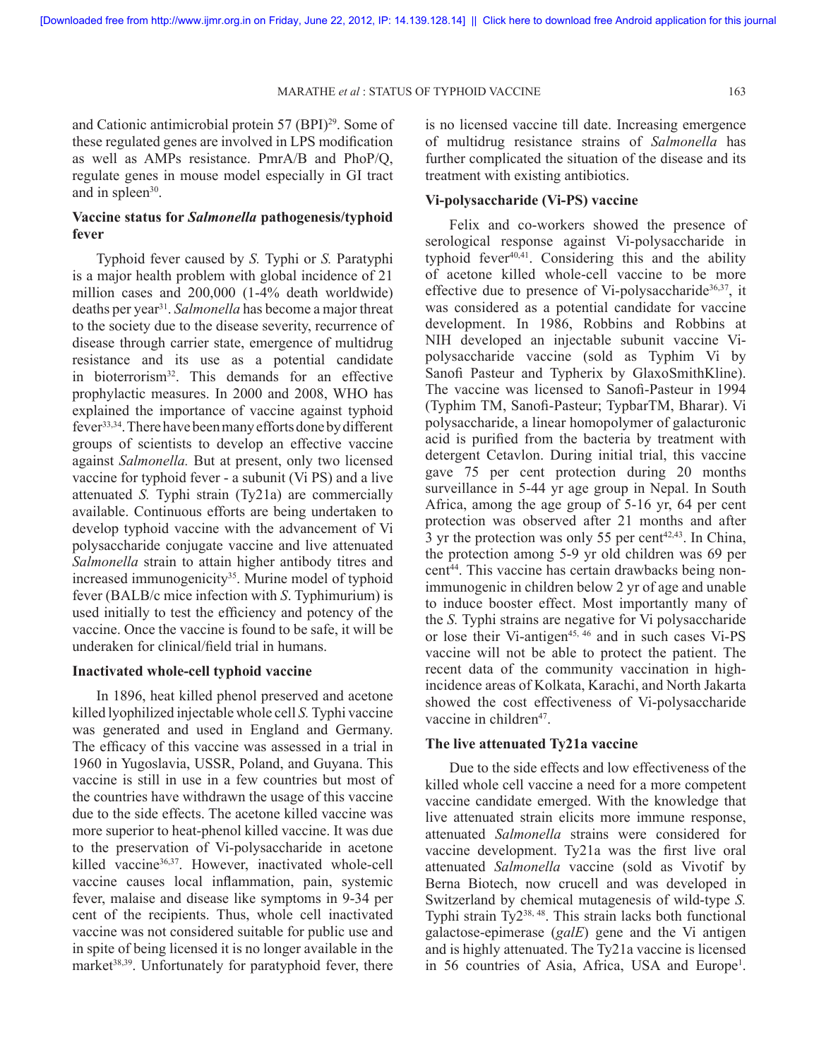and Cationic antimicrobial protein 57 (BPI)[29]. Some of these regulated genes are involved in LPS modification as well as AMPs resistance. PmrA/B and PhoP/Q, regulate genes in mouse model especially in GI tract and in spleen[30].

## Vaccine status for *Salmonella* pathogenesis/typhoid fever

Typhoid fever caused by *S.* Typhi or *S.* Paratyphi is a major health problem with global incidence of 21 million cases and 200,000 (1-4% death worldwide) deaths per year[31]. *Salmonella* has become a major threat to the society due to the disease severity, recurrence of disease through carrier state, emergence of multidrug resistance and its use as a potential candidate in bioterrorism[32]. This demands for an effective prophylactic measures. In 2000 and 2008, WHO has explained the importance of vaccine against typhoid fever[33,34]. There have been many efforts done by different groups of scientists to develop an effective vaccine against *Salmonella.* But at present, only two licensed vaccine for typhoid fever - a subunit (Vi PS) and a live attenuated *S.* Typhi strain (Ty21a) are commercially available. Continuous efforts are being undertaken to develop typhoid vaccine with the advancement of Vi polysaccharide conjugate vaccine and live attenuated *Salmonella* strain to attain higher antibody titres and increased immunogenicity[35]. Murine model of typhoid fever (BALB/c mice infection with *S*. Typhimurium) is used initially to test the efficiency and potency of the vaccine. Once the vaccine is found to be safe, it will be underaken for clinical/field trial in humans.

### Inactivated whole-cell typhoid vaccine

In 1896, heat killed phenol preserved and acetone killed lyophilized injectable whole cell *S.* Typhi vaccine was generated and used in England and Germany. The efficacy of this vaccine was assessed in a trial in 1960 in Yugoslavia, USSR, Poland, and Guyana. This vaccine is still in use in a few countries but most of the countries have withdrawn the usage of this vaccine due to the side effects. The acetone killed vaccine was more superior to heat-phenol killed vaccine. It was due to the preservation of Vi-polysaccharide in acetone killed vaccine[36,37]. However, inactivated whole-cell vaccine causes local inflammation, pain, systemic fever, malaise and disease like symptoms in 9-34 per cent of the recipients. Thus, whole cell inactivated vaccine was not considered suitable for public use and in spite of being licensed it is no longer available in the market[38,39]. Unfortunately for paratyphoid fever, there is no licensed vaccine till date. Increasing emergence of multidrug resistance strains of *Salmonella* has further complicated the situation of the disease and its treatment with existing antibiotics.

### Vi-polysaccharide (Vi-PS) vaccine

Felix and co-workers showed the presence of serological response against Vi-polysaccharide in typhoid fever[40,41]. Considering this and the ability of acetone killed whole-cell vaccine to be more effective due to presence of Vi-polysaccharide[36,37], it was considered as a potential candidate for vaccine development. In 1986, Robbins and Robbins at NIH developed an injectable subunit vaccine Vi-polysaccharide vaccine (sold as Typhim Vi by Sanofi Pasteur and Typherix by GlaxoSmithKline). The vaccine was licensed to Sanofi-Pasteur in 1994 (Typhim TM, Sanofi-Pasteur; TypbarTM, Bharar). Vi polysaccharide, a linear homopolymer of galacturonic acid is purified from the bacteria by treatment with detergent Cetavlon. During initial trial, this vaccine gave 75 per cent protection during 20 months surveillance in 5-44 yr age group in Nepal. In South Africa, among the age group of 5-16 yr, 64 per cent protection was observed after 21 months and after 3 yr the protection was only 55 per cent[42,43]. In China, the protection among 5-9 yr old children was 69 per cent[44]. This vaccine has certain drawbacks being non-immunogenic in children below 2 yr of age and unable to induce booster effect. Most importantly many of the *S.* Typhi strains are negative for Vi polysaccharide or lose their Vi-antigen[45, 46] and in such cases Vi-PS vaccine will not be able to protect the patient. The recent data of the community vaccination in high-incidence areas of Kolkata, Karachi, and North Jakarta showed the cost effectiveness of Vi-polysaccharide vaccine in children[47].

### The live attenuated Ty21a vaccine

Due to the side effects and low effectiveness of the killed whole cell vaccine a need for a more competent vaccine candidate emerged. With the knowledge that live attenuated strain elicits more immune response, attenuated *Salmonella* strains were considered for vaccine development. Ty21a was the first live oral attenuated *Salmonella* vaccine (sold as Vivotif by Berna Biotech, now crucell and was developed in Switzerland by chemical mutagenesis of wild-type *S.* Typhi strain Ty2[38, 48]. This strain lacks both functional galactose-epimerase (*galE*) gene and the Vi antigen and is highly attenuated. The Ty21a vaccine is licensed in 56 countries of Asia, Africa, USA and Europe[1].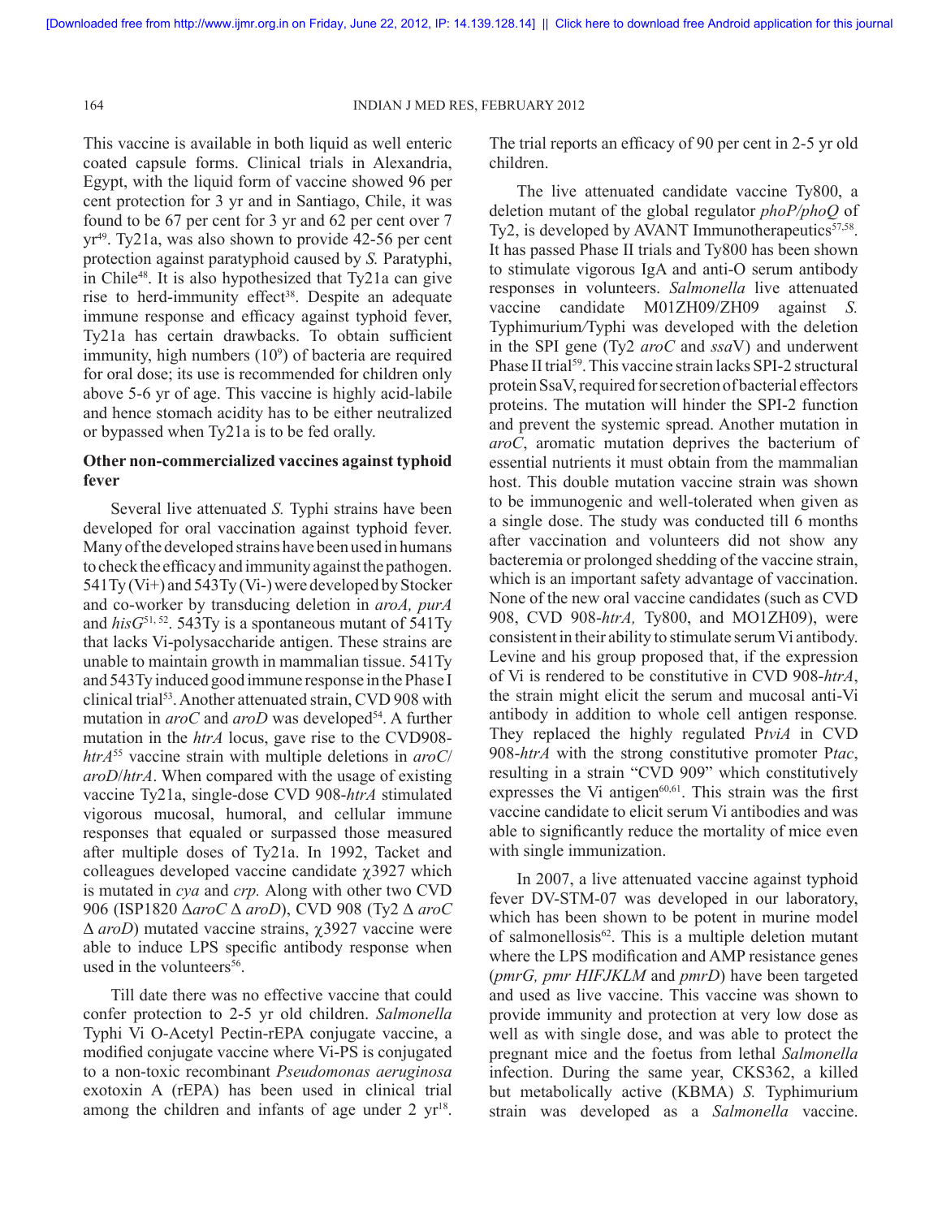This vaccine is available in both liquid as well enteric coated capsule forms. Clinical trials in Alexandria, Egypt, with the liquid form of vaccine showed 96 per cent protection for 3 yr and in Santiago, Chile, it was found to be 67 per cent for 3 yr and 62 per cent over 7 yr[49]. Ty21a, was also shown to provide 42-56 per cent protection against paratyphoid caused by *S.* Paratyphi, in Chile[48]. It is also hypothesized that Ty21a can give rise to herd-immunity effect[38]. Despite an adequate immune response and efficacy against typhoid fever, Ty21a has certain drawbacks. To obtain sufficient immunity, high numbers ($10^9$) of bacteria are required for oral dose; its use is recommended for children only above 5-6 yr of age. This vaccine is highly acid-labile and hence stomach acidity has to be either neutralized or bypassed when Ty21a is to be fed orally.

**Other non-commercialized vaccines against typhoid fever**

Several live attenuated *S.* Typhi strains have been developed for oral vaccination against typhoid fever. Many of the developed strains have been used in humans to check the efficacy and immunity against the pathogen. 541Ty (Vi+) and 543Ty (Vi-) were developed by Stocker and co-worker by transducing deletion in *aroA, purA* and *hisG*[51, 52]. 543Ty is a spontaneous mutant of 541Ty that lacks Vi-polysaccharide antigen. These strains are unable to maintain growth in mammalian tissue. 541Ty and 543Ty induced good immune response in the Phase I clinical trial[53]. Another attenuated strain, CVD 908 with mutation in *aroC* and *aroD* was developed[54]. A further mutation in the *htrA* locus, gave rise to the CVD908-*htrA*[55] vaccine strain with multiple deletions in *aroC*/*aroD*/*htrA*. When compared with the usage of existing vaccine Ty21a, single-dose CVD 908-*htrA* stimulated vigorous mucosal, humoral, and cellular immune responses that equaled or surpassed those measured after multiple doses of Ty21a. In 1992, Tacket and colleagues developed vaccine $\chi$3927 which is mutated in *cya* and *crp.* Along with other two CVD 906 (ISP1820 Δ*aroC* Δ *aroD*), CVD 908 (Ty2 Δ *aroC* Δ *aroD*) mutated vaccine strains, $\chi$3927 vaccine were able to induce LPS specific antibody response when used in the volunteers[56].

Till date there was no effective vaccine that could confer protection to 2-5 yr old children. *Salmonella* Typhi Vi O-Acetyl Pectin-rEPA conjugate vaccine, a modified conjugate vaccine where Vi-PS is conjugated to a non-toxic recombinant *Pseudomonas aeruginosa* exotoxin A (rEPA) has been used in clinical trial among the children and infants of age under 2 yr[18]. The trial reports an efficacy of 90 per cent in 2-5 yr old children.

The live attenuated candidate vaccine Ty800, a deletion mutant of the global regulator *phoP/phoQ* of Ty2, is developed by AVANT Immunotherapeutics[57,58]. It has passed Phase II trials and Ty800 has been shown to stimulate vigorous IgA and anti-O serum antibody responses in volunteers. *Salmonella* live attenuated vaccine candidate M01ZH09/ZH09 against *S.* Typhimurium/Typhi was developed with the deletion in the SPI gene (Ty2 *aroC* and *ssa*V) and underwent Phase II trial[59]. This vaccine strain lacks SPI-2 structural protein SsaV, required for secretion of bacterial effectors proteins. The mutation will hinder the SPI-2 function and prevent the systemic spread. Another mutation in *aroC*, aromatic mutation deprives the bacterium of essential nutrients it must obtain from the mammalian host. This double mutation vaccine strain was shown to be immunogenic and well-tolerated when given as a single dose. The study was conducted till 6 months after vaccination and volunteers did not show any bacteremia or prolonged shedding of the vaccine strain, which is an important safety advantage of vaccination. None of the new oral vaccine candidates (such as CVD 908, CVD 908-*htrA,* Ty800, and MO1ZH09), were consistent in their ability to stimulate serum Vi antibody. Levine and his group proposed that, if the expression of Vi is rendered to be constitutive in CVD 908-*htrA*, the strain might elicit the serum and mucosal anti-Vi antibody in addition to whole cell antigen response. They replaced the highly regulated P*tviA* in CVD 908-*htrA* with the strong constitutive promoter P*tac*, resulting in a strain "CVD 909" which constitutively expresses the Vi antigen[60,61]. This strain was the first vaccine candidate to elicit serum Vi antibodies and was able to significantly reduce the mortality of mice even with single immunization.

In 2007, a live attenuated vaccine against typhoid fever DV-STM-07 was developed in our laboratory, which has been shown to be potent in murine model of salmonellosis[62]. This is a multiple deletion mutant where the LPS modification and AMP resistance genes (*pmrG, pmr HIFJKLM* and *pmrD*) have been targeted and used as live vaccine. This vaccine was shown to provide immunity and protection at very low dose as well as with single dose, and was able to protect the pregnant mice and the foetus from lethal *Salmonella* infection. During the same year, CKS362, a killed but metabolically active (KBMA) *S.* Typhimurium strain was developed as a *Salmonella* vaccine.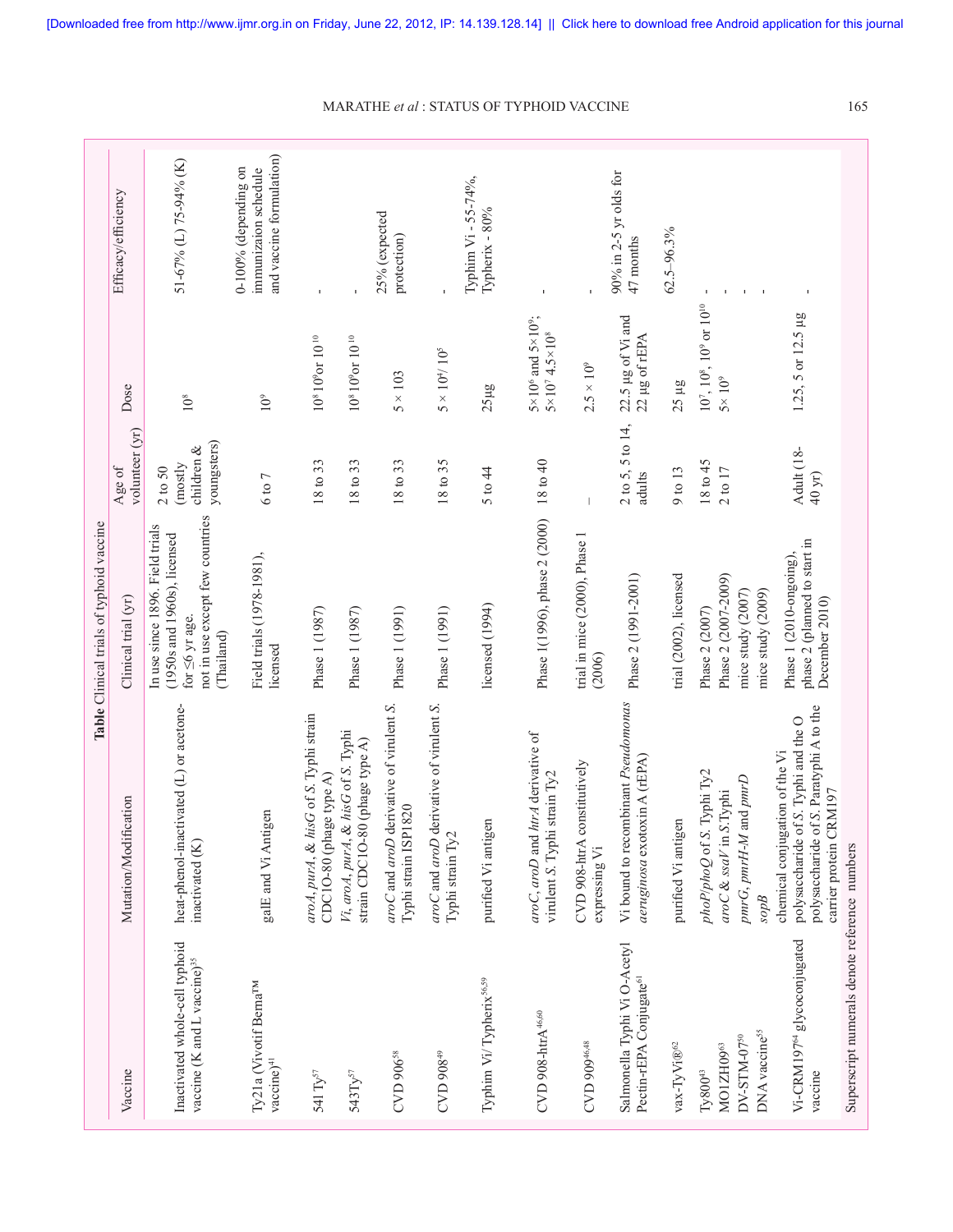**Table** Clinical trials of typhoid vaccine

| Vaccine | Mutation/Modification | Clinical trial (yr) | Age of volunteer (yr) | Dose | Efficacy/efficiency |
|---|---|---|---|---|---|
| Inactivated whole-cell typhoid vaccine (K and L vaccine)[35] | heat-phenol-inactivated (L) or acetone-inactivated (K) | In use since 1896. Field trials (1950s and 1960s), licensed for ≤6 yr age. not in use except few countries (Thailand) | 2 to 50 (mostly children & youngsters) | $10^8$ | 51-67% (L) 75-94% (K) |
| Ty21a (Vivotif Berna™ vaccine)[41] | galE and Vi Antigen | Field trials (1978-1981), licensed | 6 to 7 | $10^9$ | 0-100% (depending on immunizaion schedule and vaccine formulation) |
| 541 Ty[57] | *aroA*, *purA*, & *hisG* of *S.* Typhi strain CDC1O-80 (phage type A) | Phase 1 (1987) | 18 to 33 | $10^8$ $10^9$or $10^{10}$ | - |
| 543Ty[57] | *Vi*, *aroA*, *purA*, & *hisG* of *S.* Typhi strain CDC1O-80 (phage type A) | Phase 1 (1987) | 18 to 33 | $10^8$ $10^9$or $10^{10}$ | - |
| CVD 906[58] | *aroC* and *aroD* derivative of virulent *S.* Typhi strain ISP1820 | Phase 1 (1991) | 18 to 33 | 5 × 103 | 25% (expected protection) |
| CVD 908[49] | *aroC* and *aroD* derivative of virulent *S.* Typhi strain Ty2 | Phase 1 (1991) | 18 to 35 | $5 \times 10^4$/ $10^5$ | - |
| Typhim Vi/ Typherix[56,59] | purified Vi antigen | licensed (1994) | 5 to 44 | 25μg | Typhim Vi - 55-74%, Typherix - 80% |
| CVD 908-htrA[46,60] | *aroC*, *aroD* and *htrA* derivative of virulent *S.* Typhi strain Ty2 | Phase 1(1996), phase 2 (2000) | 18 to 40 | $5\times10^6$ and $5\times10^9$; $5\times10^7$ $4.5\times10^8$ | - |
| CVD 909[46,48] | CVD 908-htrA constitutively expressing Vi | trial in mice (2000), Phase 1 (2006) | — | $2.5 \times 10^9$ | - |
| Salmonella Typhi Vi O-Acetyl Pectin-rEPA Conjugate[61] | Vi bound to recombinant *Pseudomonas aeruginosa* exotoxin A (rEPA) | Phase 2 (1991-2001) | 2 to 5, 5 to 14, adults | 22.5 μg of Vi and 22 μg of rEPA | 90% in 2-5 yr olds for 47 months |
| vax-TyVi®[62] | purified Vi antigen | trial (2002), licensed | 9 to 13 | 25 μg | 62.5–96.3% |
| Ty800[43] | *phoP/phoQ* of *S.* Typhi Ty2 | Phase 2 (2007) | 18 to 45 | $10^7$, $10^8$, $10^9$ or $10^{10}$ | - |
| MO1ZH09[63] | *aroC* & *ssaV* in *S.*Typhi | Phase 2 (2007-2009) | 2 to 17 | $5\times 10^9$ | - |
| DV-STM-07[50] | *pmrG*, *pmrH-M* and *pmrD* | mice study (2007) | | | - |
| DNA vaccine[55] | *sopB* | mice study (2009) | | | - |
| Vi-CRM197[64] glycoconjugated vaccine | chemical conjugation of the Vi polysaccharide of *S.* Typhi and the O polysaccharide of *S.* Paratyphi A to the carrier protein CRM197 | Phase 1 (2010-ongoing), phase 2 (planned to start in December 2010) | Adult (18-40 yr) | 1.25, 5 or 12.5 μg | - |

Superscript numerals denote reference numbers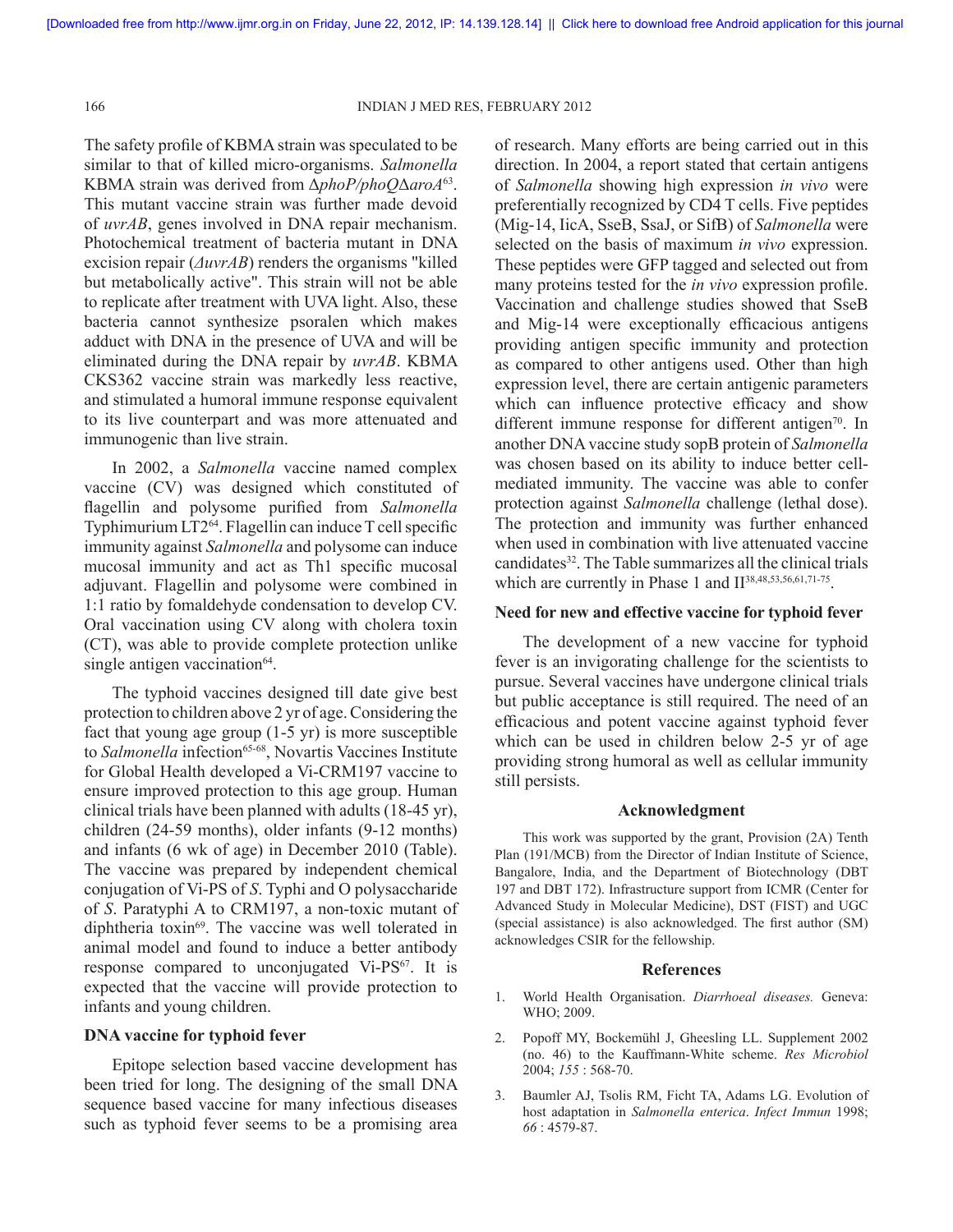The safety profile of KBMA strain was speculated to be similar to that of killed micro-organisms. *Salmonella* KBMA strain was derived from Δ*phoP/phoQ*Δ*aroA*[63]. This mutant vaccine strain was further made devoid of *uvrAB*, genes involved in DNA repair mechanism. Photochemical treatment of bacteria mutant in DNA excision repair (*ΔuvrAB*) renders the organisms "killed but metabolically active". This strain will not be able to replicate after treatment with UVA light. Also, these bacteria cannot synthesize psoralen which makes adduct with DNA in the presence of UVA and will be eliminated during the DNA repair by *uvrAB*. KBMA CKS362 vaccine strain was markedly less reactive, and stimulated a humoral immune response equivalent to its live counterpart and was more attenuated and immunogenic than live strain.

In 2002, a *Salmonella* vaccine named complex vaccine (CV) was designed which constituted of flagellin and polysome purified from *Salmonella* Typhimurium LT2[64]. Flagellin can induce T cell specific immunity against *Salmonella* and polysome can induce mucosal immunity and act as Th1 specific mucosal adjuvant. Flagellin and polysome were combined in 1:1 ratio by fomaldehyde condensation to develop CV. Oral vaccination using CV along with cholera toxin (CT), was able to provide complete protection unlike single antigen vaccination[64].

The typhoid vaccines designed till date give best protection to children above 2 yr of age. Considering the fact that young age group (1-5 yr) is more susceptible to *Salmonella* infection[65-68], Novartis Vaccines Institute for Global Health developed a Vi-CRM197 vaccine to ensure improved protection to this age group. Human clinical trials have been planned with adults (18-45 yr), children (24-59 months), older infants (9-12 months) and infants (6 wk of age) in December 2010 (Table). The vaccine was prepared by independent chemical conjugation of Vi-PS of *S*. Typhi and O polysaccharide of *S*. Paratyphi A to CRM197, a non-toxic mutant of diphtheria toxin[69]. The vaccine was well tolerated in animal model and found to induce a better antibody response compared to unconjugated Vi-PS[67]. It is expected that the vaccine will provide protection to infants and young children.

## DNA vaccine for typhoid fever

Epitope selection based vaccine development has been tried for long. The designing of the small DNA sequence based vaccine for many infectious diseases such as typhoid fever seems to be a promising area of research. Many efforts are being carried out in this direction. In 2004, a report stated that certain antigens of *Salmonella* showing high expression *in vivo* were preferentially recognized by CD4 T cells. Five peptides (Mig-14, IicA, SseB, SsaJ, or SifB) of *Salmonella* were selected on the basis of maximum *in vivo* expression. These peptides were GFP tagged and selected out from many proteins tested for the *in vivo* expression profile. Vaccination and challenge studies showed that SseB and Mig-14 were exceptionally efficacious antigens providing antigen specific immunity and protection as compared to other antigens used. Other than high expression level, there are certain antigenic parameters which can influence protective efficacy and show different immune response for different antigen[70]. In another DNA vaccine study sopB protein of *Salmonella* was chosen based on its ability to induce better cell-mediated immunity. The vaccine was able to confer protection against *Salmonella* challenge (lethal dose). The protection and immunity was further enhanced when used in combination with live attenuated vaccine candidates[32]. The Table summarizes all the clinical trials which are currently in Phase 1 and II[38,48,53,56,61,71-75].

## Need for new and effective vaccine for typhoid fever

The development of a new vaccine for typhoid fever is an invigorating challenge for the scientists to pursue. Several vaccines have undergone clinical trials but public acceptance is still required. The need of an efficacious and potent vaccine against typhoid fever which can be used in children below 2-5 yr of age providing strong humoral as well as cellular immunity still persists.

## Acknowledgment

This work was supported by the grant, Provision (2A) Tenth Plan (191/MCB) from the Director of Indian Institute of Science, Bangalore, India, and the Department of Biotechnology (DBT 197 and DBT 172). Infrastructure support from ICMR (Center for Advanced Study in Molecular Medicine), DST (FIST) and UGC (special assistance) is also acknowledged. The first author (SM) acknowledges CSIR for the fellowship.

## References

1. World Health Organisation. *Diarrhoeal diseases.* Geneva: WHO; 2009.
2. Popoff MY, Bockemühl J, Gheesling LL. Supplement 2002 (no. 46) to the Kauffmann-White scheme. *Res Microbiol* 2004; *155* : 568-70.
3. Baumler AJ, Tsolis RM, Ficht TA, Adams LG. Evolution of host adaptation in *Salmonella enterica*. *Infect Immun* 1998; *66* : 4579-87.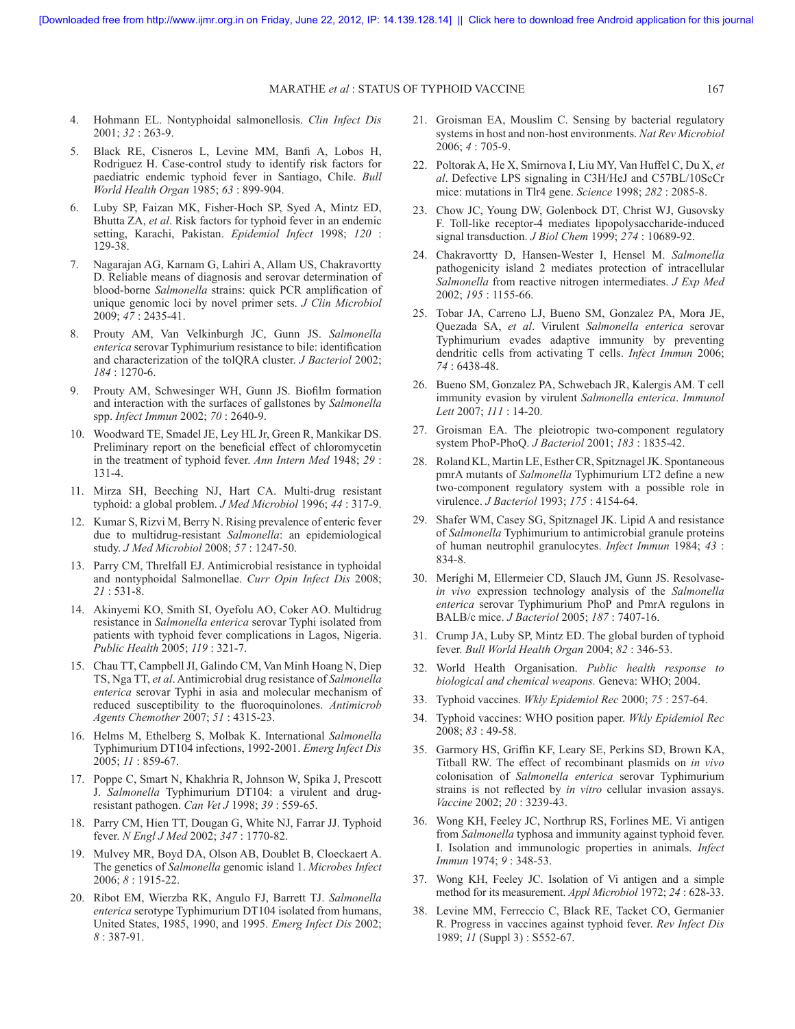4. Hohmann EL. Nontyphoidal salmonellosis. *Clin Infect Dis* 2001; *32* : 263-9.
5. Black RE, Cisneros L, Levine MM, Banfi A, Lobos H, Rodriguez H. Case-control study to identify risk factors for paediatric endemic typhoid fever in Santiago, Chile. *Bull World Health Organ* 1985; *63* : 899-904.
6. Luby SP, Faizan MK, Fisher-Hoch SP, Syed A, Mintz ED, Bhutta ZA, *et al*. Risk factors for typhoid fever in an endemic setting, Karachi, Pakistan. *Epidemiol Infect* 1998; *120* : 129-38.
7. Nagarajan AG, Karnam G, Lahiri A, Allam US, Chakravortty D. Reliable means of diagnosis and serovar determination of blood-borne *Salmonella* strains: quick PCR amplification of unique genomic loci by novel primer sets. *J Clin Microbiol* 2009; *47* : 2435-41.
8. Prouty AM, Van Velkinburgh JC, Gunn JS. *Salmonella enterica* serovar Typhimurium resistance to bile: identification and characterization of the tolQRA cluster. *J Bacteriol* 2002; *184* : 1270-6.
9. Prouty AM, Schwesinger WH, Gunn JS. Biofilm formation and interaction with the surfaces of gallstones by *Salmonella* spp. *Infect Immun* 2002; *70* : 2640-9.
10. Woodward TE, Smadel JE, Ley HL Jr, Green R, Mankikar DS. Preliminary report on the beneficial effect of chloromycetin in the treatment of typhoid fever. *Ann Intern Med* 1948; *29* : 131-4.
11. Mirza SH, Beeching NJ, Hart CA. Multi-drug resistant typhoid: a global problem. *J Med Microbiol* 1996; *44* : 317-9.
12. Kumar S, Rizvi M, Berry N. Rising prevalence of enteric fever due to multidrug-resistant *Salmonella*: an epidemiological study. *J Med Microbiol* 2008; *57* : 1247-50.
13. Parry CM, Threlfall EJ. Antimicrobial resistance in typhoidal and nontyphoidal Salmonellae. *Curr Opin Infect Dis* 2008; *21* : 531-8.
14. Akinyemi KO, Smith SI, Oyefolu AO, Coker AO. Multidrug resistance in *Salmonella enterica* serovar Typhi isolated from patients with typhoid fever complications in Lagos, Nigeria. *Public Health* 2005; *119* : 321-7.
15. Chau TT, Campbell JI, Galindo CM, Van Minh Hoang N, Diep TS, Nga TT, *et al*. Antimicrobial drug resistance of *Salmonella enterica* serovar Typhi in asia and molecular mechanism of reduced susceptibility to the fluoroquinolones. *Antimicrob Agents Chemother* 2007; *51* : 4315-23.
16. Helms M, Ethelberg S, Molbak K. International *Salmonella* Typhimurium DT104 infections, 1992-2001. *Emerg Infect Dis* 2005; *11* : 859-67.
17. Poppe C, Smart N, Khakhria R, Johnson W, Spika J, Prescott J. *Salmonella* Typhimurium DT104: a virulent and drug-resistant pathogen. *Can Vet J* 1998; *39* : 559-65.
18. Parry CM, Hien TT, Dougan G, White NJ, Farrar JJ. Typhoid fever. *N Engl J Med* 2002; *347* : 1770-82.
19. Mulvey MR, Boyd DA, Olson AB, Doublet B, Cloeckaert A. The genetics of *Salmonella* genomic island 1. *Microbes Infect* 2006; *8* : 1915-22.
20. Ribot EM, Wierzba RK, Angulo FJ, Barrett TJ. *Salmonella enterica* serotype Typhimurium DT104 isolated from humans, United States, 1985, 1990, and 1995. *Emerg Infect Dis* 2002; *8* : 387-91.
21. Groisman EA, Mouslim C. Sensing by bacterial regulatory systems in host and non-host environments. *Nat Rev Microbiol* 2006; *4* : 705-9.
22. Poltorak A, He X, Smirnova I, Liu MY, Van Huffel C, Du X, *et al*. Defective LPS signaling in C3H/HeJ and C57BL/10ScCr mice: mutations in Tlr4 gene. *Science* 1998; *282* : 2085-8.
23. Chow JC, Young DW, Golenbock DT, Christ WJ, Gusovsky F. Toll-like receptor-4 mediates lipopolysaccharide-induced signal transduction. *J Biol Chem* 1999; *274* : 10689-92.
24. Chakravortty D, Hansen-Wester I, Hensel M. *Salmonella* pathogenicity island 2 mediates protection of intracellular *Salmonella* from reactive nitrogen intermediates. *J Exp Med* 2002; *195* : 1155-66.
25. Tobar JA, Carreno LJ, Bueno SM, Gonzalez PA, Mora JE, Quezada SA, *et al*. Virulent *Salmonella enterica* serovar Typhimurium evades adaptive immunity by preventing dendritic cells from activating T cells. *Infect Immun* 2006; *74* : 6438-48.
26. Bueno SM, Gonzalez PA, Schwebach JR, Kalergis AM. T cell immunity evasion by virulent *Salmonella enterica*. *Immunol Lett* 2007; *111* : 14-20.
27. Groisman EA. The pleiotropic two-component regulatory system PhoP-PhoQ. *J Bacteriol* 2001; *183* : 1835-42.
28. Roland KL, Martin LE, Esther CR, Spitznagel JK. Spontaneous pmrA mutants of *Salmonella* Typhimurium LT2 define a new two-component regulatory system with a possible role in virulence. *J Bacteriol* 1993; *175* : 4154-64.
29. Shafer WM, Casey SG, Spitznagel JK. Lipid A and resistance of *Salmonella* Typhimurium to antimicrobial granule proteins of human neutrophil granulocytes. *Infect Immun* 1984; *43* : 834-8.
30. Merighi M, Ellermeier CD, Slauch JM, Gunn JS. Resolvase-*in vivo* expression technology analysis of the *Salmonella enterica* serovar Typhimurium PhoP and PmrA regulons in BALB/c mice. *J Bacteriol* 2005; *187* : 7407-16.
31. Crump JA, Luby SP, Mintz ED. The global burden of typhoid fever. *Bull World Health Organ* 2004; *82* : 346-53.
32. World Health Organisation. *Public health response to biological and chemical weapons.* Geneva: WHO; 2004.
33. Typhoid vaccines. *Wkly Epidemiol Rec* 2000; *75* : 257-64.
34. Typhoid vaccines: WHO position paper. *Wkly Epidemiol Rec* 2008; *83* : 49-58.
35. Garmory HS, Griffin KF, Leary SE, Perkins SD, Brown KA, Titball RW. The effect of recombinant plasmids on *in vivo* colonisation of *Salmonella enterica* serovar Typhimurium strains is not reflected by *in vitro* cellular invasion assays. *Vaccine* 2002; *20* : 3239-43.
36. Wong KH, Feeley JC, Northrup RS, Forlines ME. Vi antigen from *Salmonella* typhosa and immunity against typhoid fever. I. Isolation and immunologic properties in animals. *Infect Immun* 1974; *9* : 348-53.
37. Wong KH, Feeley JC. Isolation of Vi antigen and a simple method for its measurement. *Appl Microbiol* 1972; *24* : 628-33.
38. Levine MM, Ferreccio C, Black RE, Tacket CO, Germanier R. Progress in vaccines against typhoid fever. *Rev Infect Dis* 1989; *11* (Suppl 3) : S552-67.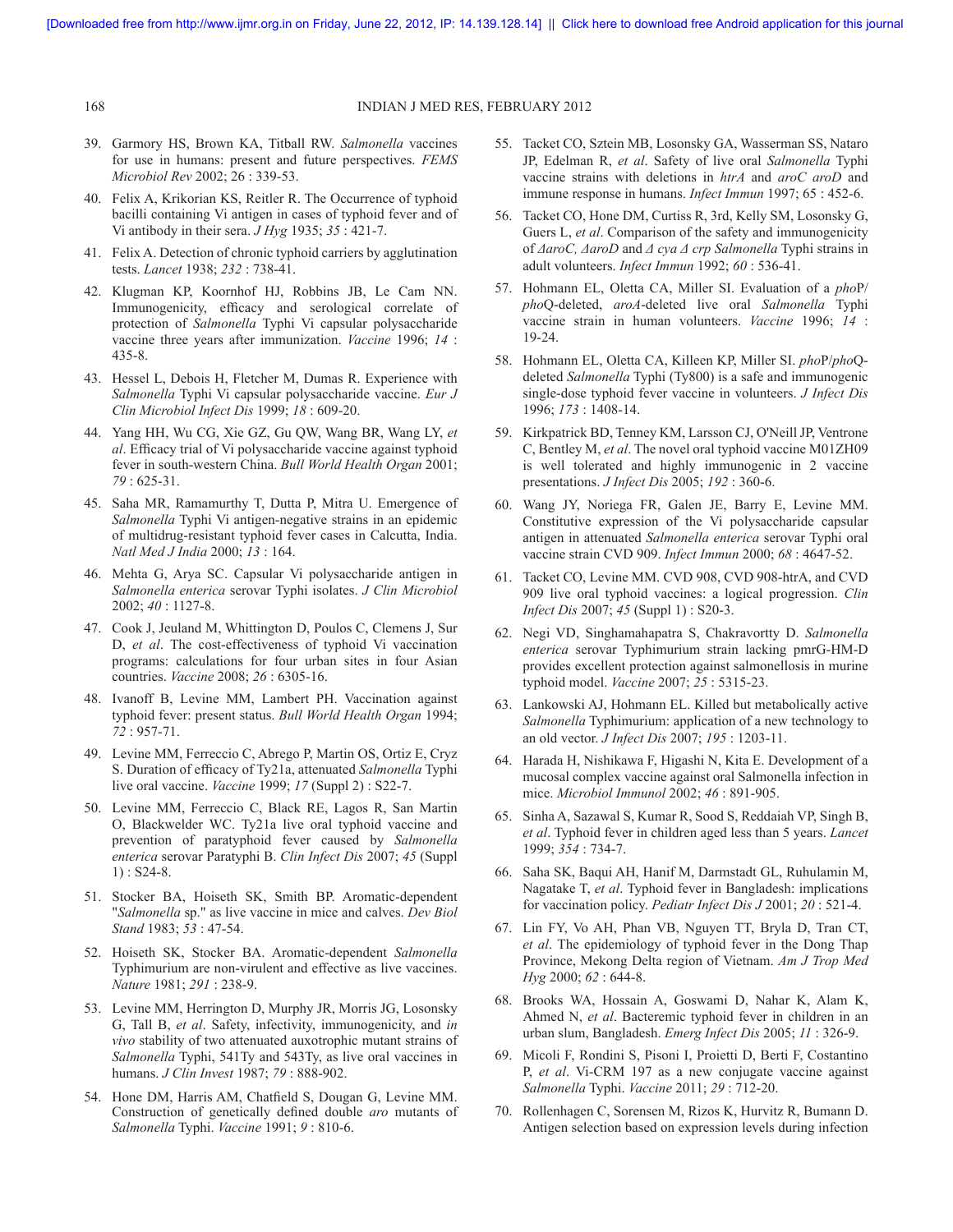39. Garmory HS, Brown KA, Titball RW. *Salmonella* vaccines for use in humans: present and future perspectives. *FEMS Microbiol Rev* 2002; 26 : 339-53.

40. Felix A, Krikorian KS, Reitler R. The Occurrence of typhoid bacilli containing Vi antigen in cases of typhoid fever and of Vi antibody in their sera. *J Hyg* 1935; *35* : 421-7.

41. Felix A. Detection of chronic typhoid carriers by agglutination tests. *Lancet* 1938; *232* : 738-41.

42. Klugman KP, Koornhof HJ, Robbins JB, Le Cam NN. Immunogenicity, efficacy and serological correlate of protection of *Salmonella* Typhi Vi capsular polysaccharide vaccine three years after immunization. *Vaccine* 1996; *14* : 435-8.

43. Hessel L, Debois H, Fletcher M, Dumas R. Experience with *Salmonella* Typhi Vi capsular polysaccharide vaccine. *Eur J Clin Microbiol Infect Dis* 1999; *18* : 609-20.

44. Yang HH, Wu CG, Xie GZ, Gu QW, Wang BR, Wang LY, *et al*. Efficacy trial of Vi polysaccharide vaccine against typhoid fever in south-western China. *Bull World Health Organ* 2001; *79* : 625-31.

45. Saha MR, Ramamurthy T, Dutta P, Mitra U. Emergence of *Salmonella* Typhi Vi antigen-negative strains in an epidemic of multidrug-resistant typhoid fever cases in Calcutta, India. *Natl Med J India* 2000; *13* : 164.

46. Mehta G, Arya SC. Capsular Vi polysaccharide antigen in *Salmonella enterica* serovar Typhi isolates. *J Clin Microbiol* 2002; *40* : 1127-8.

47. Cook J, Jeuland M, Whittington D, Poulos C, Clemens J, Sur D, *et al*. The cost-effectiveness of typhoid Vi vaccination programs: calculations for four urban sites in four Asian countries. *Vaccine* 2008; *26* : 6305-16.

48. Ivanoff B, Levine MM, Lambert PH. Vaccination against typhoid fever: present status. *Bull World Health Organ* 1994; *72* : 957-71.

49. Levine MM, Ferreccio C, Abrego P, Martin OS, Ortiz E, Cryz S. Duration of efficacy of Ty21a, attenuated *Salmonella* Typhi live oral vaccine. *Vaccine* 1999; *17* (Suppl 2) : S22-7.

50. Levine MM, Ferreccio C, Black RE, Lagos R, San Martin O, Blackwelder WC. Ty21a live oral typhoid vaccine and prevention of paratyphoid fever caused by *Salmonella enterica* serovar Paratyphi B. *Clin Infect Dis* 2007; *45* (Suppl 1) : S24-8.

51. Stocker BA, Hoiseth SK, Smith BP. Aromatic-dependent "*Salmonella* sp." as live vaccine in mice and calves. *Dev Biol Stand* 1983; *53* : 47-54.

52. Hoiseth SK, Stocker BA. Aromatic-dependent *Salmonella* Typhimurium are non-virulent and effective as live vaccines. *Nature* 1981; *291* : 238-9.

53. Levine MM, Herrington D, Murphy JR, Morris JG, Losonsky G, Tall B, *et al*. Safety, infectivity, immunogenicity, and *in vivo* stability of two attenuated auxotrophic mutant strains of *Salmonella* Typhi, 541Ty and 543Ty, as live oral vaccines in humans. *J Clin Invest* 1987; *79* : 888-902.

54. Hone DM, Harris AM, Chatfield S, Dougan G, Levine MM. Construction of genetically defined double *aro* mutants of *Salmonella* Typhi. *Vaccine* 1991; *9* : 810-6.

55. Tacket CO, Sztein MB, Losonsky GA, Wasserman SS, Nataro JP, Edelman R, *et al*. Safety of live oral *Salmonella* Typhi vaccine strains with deletions in *htrA* and *aroC aroD* and immune response in humans. *Infect Immun* 1997; 65 : 452-6.

56. Tacket CO, Hone DM, Curtiss R, 3rd, Kelly SM, Losonsky G, Guers L, *et al*. Comparison of the safety and immunogenicity of *ΔaroC, ΔaroD* and *Δ cya Δ crp Salmonella* Typhi strains in adult volunteers. *Infect Immun* 1992; *60* : 536-41.

57. Hohmann EL, Oletta CA, Miller SI. Evaluation of a *pho*P/*pho*Q-deleted, *aroA*-deleted live oral *Salmonella* Typhi vaccine strain in human volunteers. *Vaccine* 1996; *14* : 19-24.

58. Hohmann EL, Oletta CA, Killeen KP, Miller SI. *pho*P/*pho*Q-deleted *Salmonella* Typhi (Ty800) is a safe and immunogenic single-dose typhoid fever vaccine in volunteers. *J Infect Dis* 1996; *173* : 1408-14.

59. Kirkpatrick BD, Tenney KM, Larsson CJ, O'Neill JP, Ventrone C, Bentley M, *et al*. The novel oral typhoid vaccine M01ZH09 is well tolerated and highly immunogenic in 2 vaccine presentations. *J Infect Dis* 2005; *192* : 360-6.

60. Wang JY, Noriega FR, Galen JE, Barry E, Levine MM. Constitutive expression of the Vi polysaccharide capsular antigen in attenuated *Salmonella enterica* serovar Typhi oral vaccine strain CVD 909. *Infect Immun* 2000; *68* : 4647-52.

61. Tacket CO, Levine MM. CVD 908, CVD 908-htrA, and CVD 909 live oral typhoid vaccines: a logical progression. *Clin Infect Dis* 2007; *45* (Suppl 1) : S20-3.

62. Negi VD, Singhamahapatra S, Chakravortty D. *Salmonella enterica* serovar Typhimurium strain lacking pmrG-HM-D provides excellent protection against salmonellosis in murine typhoid model. *Vaccine* 2007; *25* : 5315-23.

63. Lankowski AJ, Hohmann EL. Killed but metabolically active *Salmonella* Typhimurium: application of a new technology to an old vector. *J Infect Dis* 2007; *195* : 1203-11.

64. Harada H, Nishikawa F, Higashi N, Kita E. Development of a mucosal complex vaccine against oral Salmonella infection in mice. *Microbiol Immunol* 2002; *46* : 891-905.

65. Sinha A, Sazawal S, Kumar R, Sood S, Reddaiah VP, Singh B, *et al*. Typhoid fever in children aged less than 5 years. *Lancet* 1999; *354* : 734-7.

66. Saha SK, Baqui AH, Hanif M, Darmstadt GL, Ruhulamin M, Nagatake T, *et al*. Typhoid fever in Bangladesh: implications for vaccination policy. *Pediatr Infect Dis J* 2001; *20* : 521-4.

67. Lin FY, Vo AH, Phan VB, Nguyen TT, Bryla D, Tran CT, *et al*. The epidemiology of typhoid fever in the Dong Thap Province, Mekong Delta region of Vietnam. *Am J Trop Med Hyg* 2000; *62* : 644-8.

68. Brooks WA, Hossain A, Goswami D, Nahar K, Alam K, Ahmed N, *et al*. Bacteremic typhoid fever in children in an urban slum, Bangladesh. *Emerg Infect Dis* 2005; *11* : 326-9.

69. Micoli F, Rondini S, Pisoni I, Proietti D, Berti F, Costantino P, *et al*. Vi-CRM 197 as a new conjugate vaccine against *Salmonella* Typhi. *Vaccine* 2011; *29* : 712-20.

70. Rollenhagen C, Sorensen M, Rizos K, Hurvitz R, Bumann D. Antigen selection based on expression levels during infection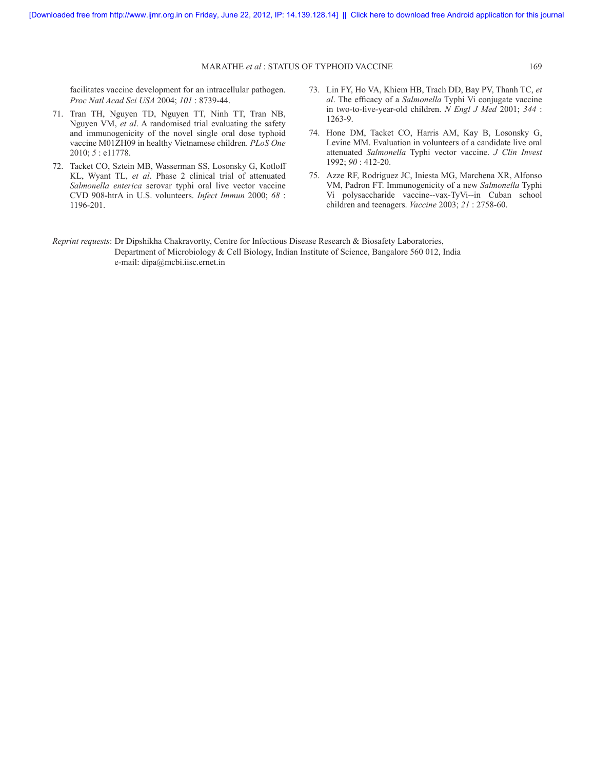facilitates vaccine development for an intracellular pathogen. *Proc Natl Acad Sci USA* 2004; *101* : 8739-44.

71. Tran TH, Nguyen TD, Nguyen TT, Ninh TT, Tran NB, Nguyen VM, *et al*. A randomised trial evaluating the safety and immunogenicity of the novel single oral dose typhoid vaccine M01ZH09 in healthy Vietnamese children. *PLoS One* 2010; *5* : e11778.

72. Tacket CO, Sztein MB, Wasserman SS, Losonsky G, Kotloff KL, Wyant TL, *et al*. Phase 2 clinical trial of attenuated *Salmonella enterica* serovar typhi oral live vector vaccine CVD 908-htrA in U.S. volunteers. *Infect Immun* 2000; *68* : 1196-201.

73. Lin FY, Ho VA, Khiem HB, Trach DD, Bay PV, Thanh TC, *et al*. The efficacy of a *Salmonella* Typhi Vi conjugate vaccine in two-to-five-year-old children. *N Engl J Med* 2001; *344* : 1263-9.

74. Hone DM, Tacket CO, Harris AM, Kay B, Losonsky G, Levine MM. Evaluation in volunteers of a candidate live oral attenuated *Salmonella* Typhi vector vaccine. *J Clin Invest* 1992; *90* : 412-20.

75. Azze RF, Rodriguez JC, Iniesta MG, Marchena XR, Alfonso VM, Padron FT. Immunogenicity of a new *Salmonella* Typhi Vi polysaccharide vaccine--vax-TyVi--in Cuban school children and teenagers. *Vaccine* 2003; *21* : 2758-60.

*Reprint requests*: Dr Dipshikha Chakravortty, Centre for Infectious Disease Research & Biosafety Laboratories, Department of Microbiology & Cell Biology, Indian Institute of Science, Bangalore 560 012, India
e-mail: dipa@mcbi.iisc.ernet.in